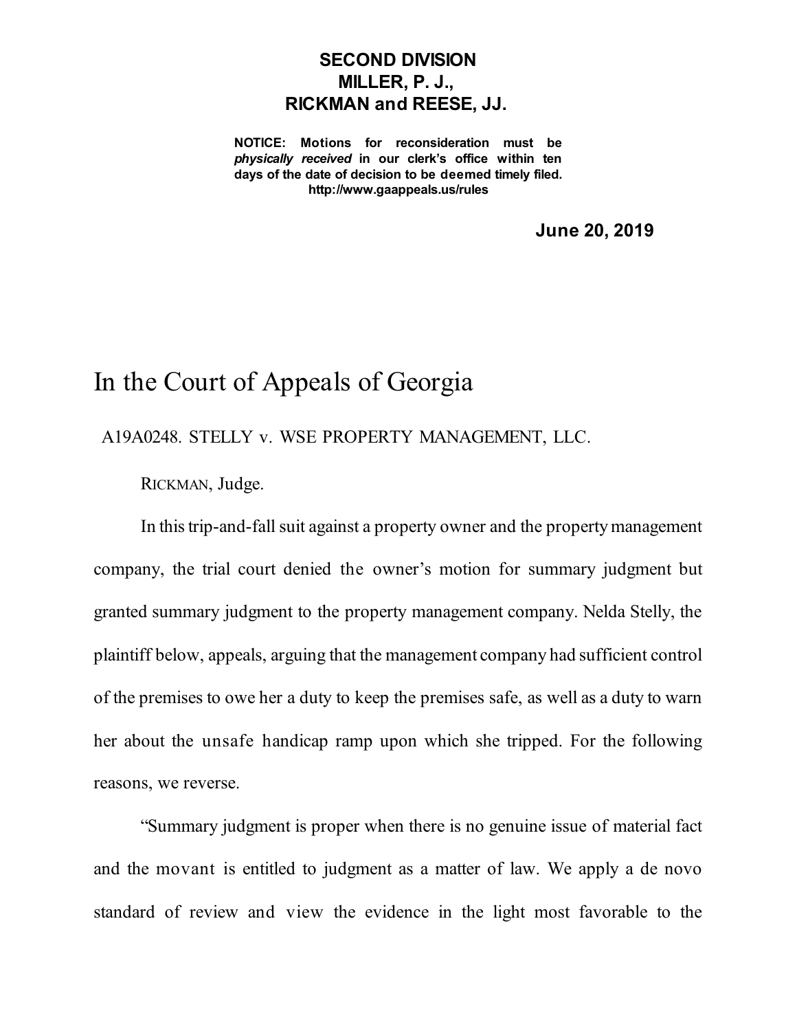**SECOND DIVISION**
**MILLER, P. J.,**
**RICKMAN and REESE, JJ.**

**NOTICE: Motions for reconsideration must be *physically received* in our clerk's office within ten days of the date of decision to be deemed timely filed. http://www.gaappeals.us/rules**

**June 20, 2019**

# In the Court of Appeals of Georgia

A19A0248. STELLY v. WSE PROPERTY MANAGEMENT, LLC.

RICKMAN, Judge.

In this trip-and-fall suit against a property owner and the property management company, the trial court denied the owner's motion for summary judgment but granted summary judgment to the property management company. Nelda Stelly, the plaintiff below, appeals, arguing that the management company had sufficient control of the premises to owe her a duty to keep the premises safe, as well as a duty to warn her about the unsafe handicap ramp upon which she tripped. For the following reasons, we reverse.

"Summary judgment is proper when there is no genuine issue of material fact and the movant is entitled to judgment as a matter of law. We apply a de novo standard of review and view the evidence in the light most favorable to the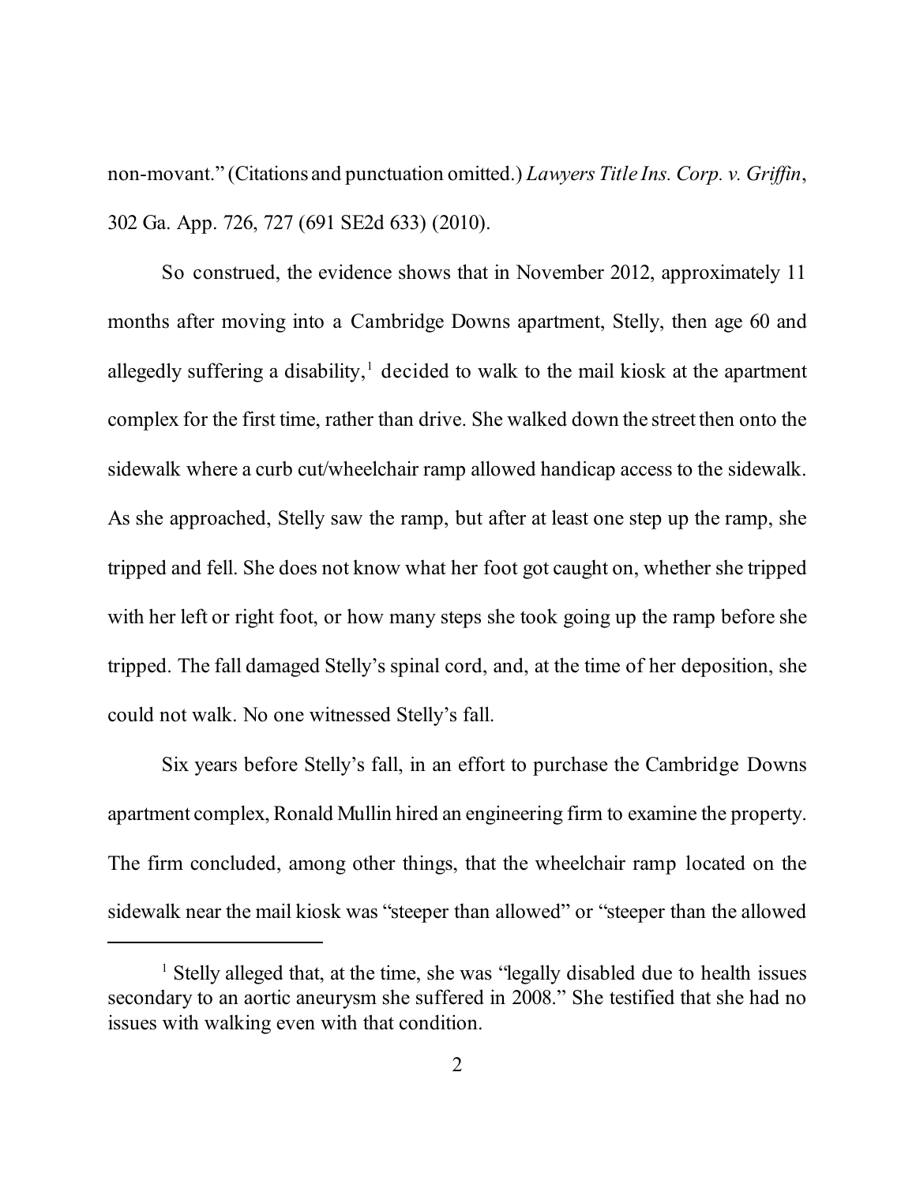non-movant." (Citations and punctuation omitted.) *Lawyers Title Ins. Corp. v. Griffin*, 302 Ga. App. 726, 727 (691 SE2d 633) (2010).

So construed, the evidence shows that in November 2012, approximately 11 months after moving into a Cambridge Downs apartment, Stelly, then age 60 and allegedly suffering a disability,[1] decided to walk to the mail kiosk at the apartment complex for the first time, rather than drive. She walked down the street then onto the sidewalk where a curb cut/wheelchair ramp allowed handicap access to the sidewalk. As she approached, Stelly saw the ramp, but after at least one step up the ramp, she tripped and fell. She does not know what her foot got caught on, whether she tripped with her left or right foot, or how many steps she took going up the ramp before she tripped. The fall damaged Stelly's spinal cord, and, at the time of her deposition, she could not walk. No one witnessed Stelly's fall.

Six years before Stelly's fall, in an effort to purchase the Cambridge Downs apartment complex, Ronald Mullin hired an engineering firm to examine the property. The firm concluded, among other things, that the wheelchair ramp located on the sidewalk near the mail kiosk was "steeper than allowed" or "steeper than the allowed

---

[1] Stelly alleged that, at the time, she was "legally disabled due to health issues secondary to an aortic aneurysm she suffered in 2008." She testified that she had no issues with walking even with that condition.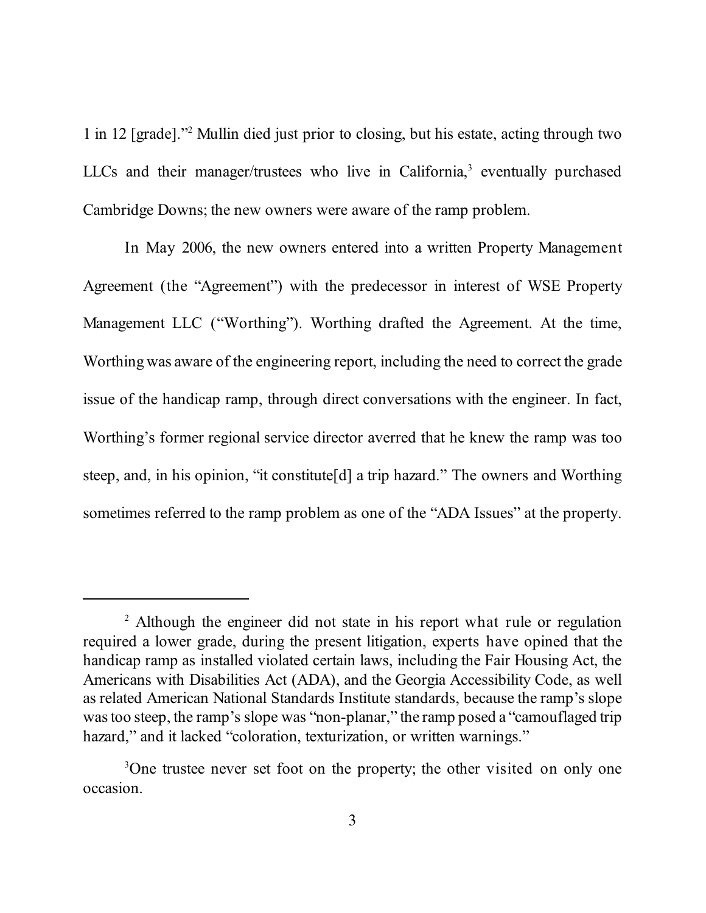1 in 12 [grade]."[2] Mullin died just prior to closing, but his estate, acting through two LLCs and their manager/trustees who live in California,[3] eventually purchased Cambridge Downs; the new owners were aware of the ramp problem.

In May 2006, the new owners entered into a written Property Management Agreement (the "Agreement") with the predecessor in interest of WSE Property Management LLC ("Worthing"). Worthing drafted the Agreement. At the time, Worthing was aware of the engineering report, including the need to correct the grade issue of the handicap ramp, through direct conversations with the engineer. In fact, Worthing's former regional service director averred that he knew the ramp was too steep, and, in his opinion, "it constitute[d] a trip hazard." The owners and Worthing sometimes referred to the ramp problem as one of the "ADA Issues" at the property.

---

[2] Although the engineer did not state in his report what rule or regulation required a lower grade, during the present litigation, experts have opined that the handicap ramp as installed violated certain laws, including the Fair Housing Act, the Americans with Disabilities Act (ADA), and the Georgia Accessibility Code, as well as related American National Standards Institute standards, because the ramp's slope was too steep, the ramp's slope was "non-planar," the ramp posed a "camouflaged trip hazard," and it lacked "coloration, texturization, or written warnings."

[3] One trustee never set foot on the property; the other visited on only one occasion.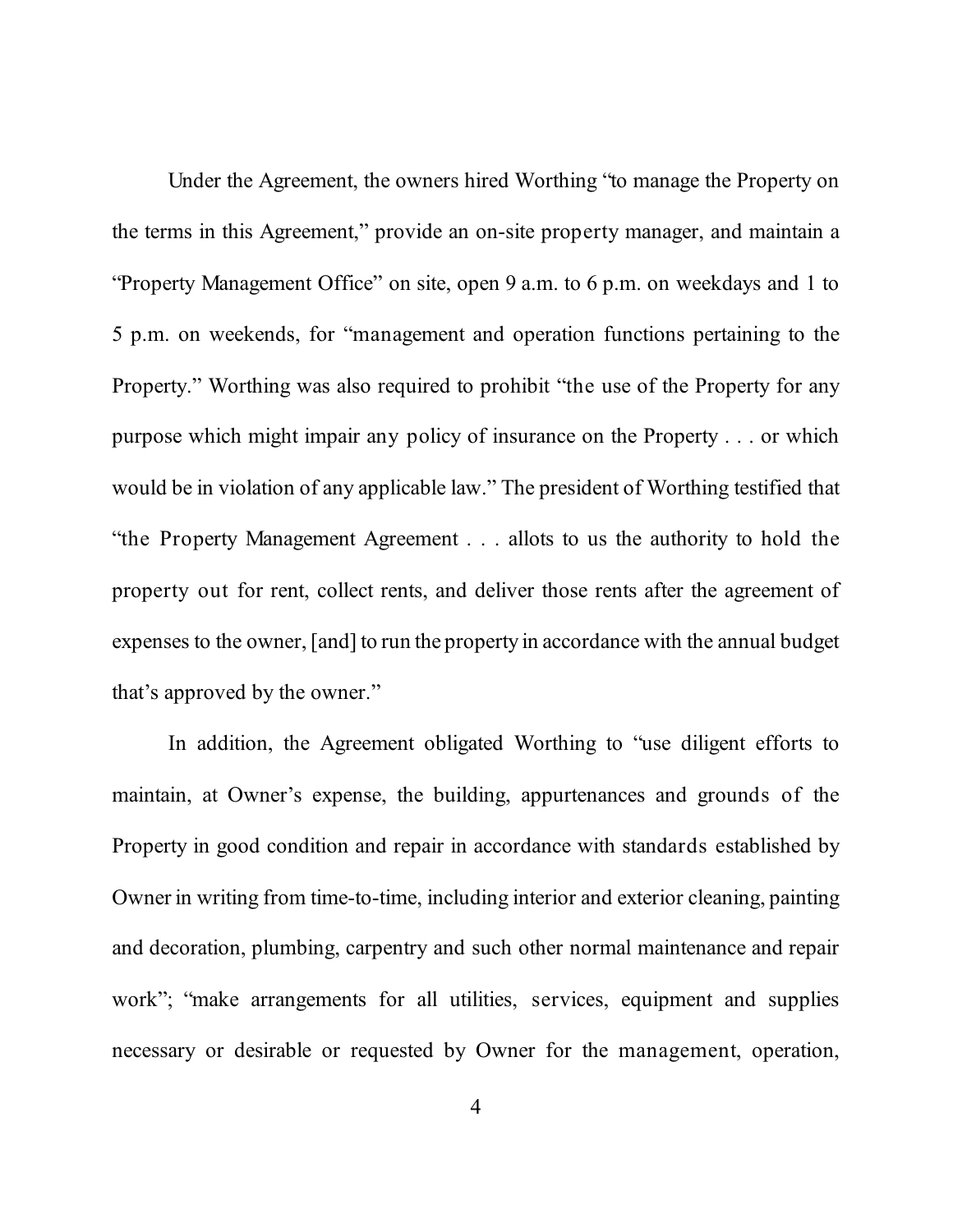Under the Agreement, the owners hired Worthing "to manage the Property on the terms in this Agreement," provide an on-site property manager, and maintain a "Property Management Office" on site, open 9 a.m. to 6 p.m. on weekdays and 1 to 5 p.m. on weekends, for "management and operation functions pertaining to the Property." Worthing was also required to prohibit "the use of the Property for any purpose which might impair any policy of insurance on the Property . . . or which would be in violation of any applicable law." The president of Worthing testified that "the Property Management Agreement . . . allots to us the authority to hold the property out for rent, collect rents, and deliver those rents after the agreement of expenses to the owner, [and] to run the property in accordance with the annual budget that's approved by the owner."

In addition, the Agreement obligated Worthing to "use diligent efforts to maintain, at Owner's expense, the building, appurtenances and grounds of the Property in good condition and repair in accordance with standards established by Owner in writing from time-to-time, including interior and exterior cleaning, painting and decoration, plumbing, carpentry and such other normal maintenance and repair work"; "make arrangements for all utilities, services, equipment and supplies necessary or desirable or requested by Owner for the management, operation,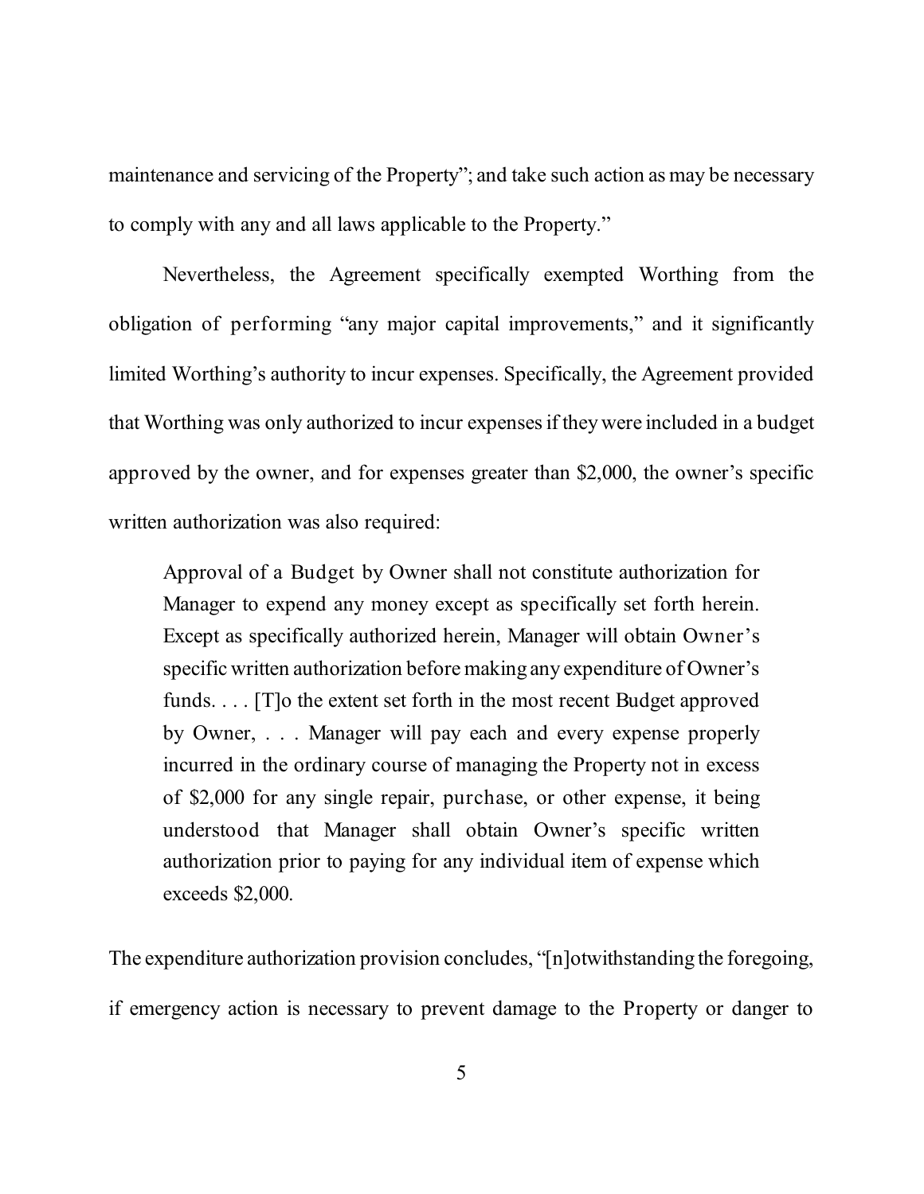maintenance and servicing of the Property"; and take such action as may be necessary to comply with any and all laws applicable to the Property."

Nevertheless, the Agreement specifically exempted Worthing from the obligation of performing "any major capital improvements," and it significantly limited Worthing's authority to incur expenses. Specifically, the Agreement provided that Worthing was only authorized to incur expenses if they were included in a budget approved by the owner, and for expenses greater than $2,000, the owner's specific written authorization was also required:

> Approval of a Budget by Owner shall not constitute authorization for Manager to expend any money except as specifically set forth herein. Except as specifically authorized herein, Manager will obtain Owner's specific written authorization before making any expenditure of Owner's funds. . . . [T]o the extent set forth in the most recent Budget approved by Owner, . . . Manager will pay each and every expense properly incurred in the ordinary course of managing the Property not in excess of $2,000 for any single repair, purchase, or other expense, it being understood that Manager shall obtain Owner's specific written authorization prior to paying for any individual item of expense which exceeds $2,000.

The expenditure authorization provision concludes, "[n]otwithstanding the foregoing, if emergency action is necessary to prevent damage to the Property or danger to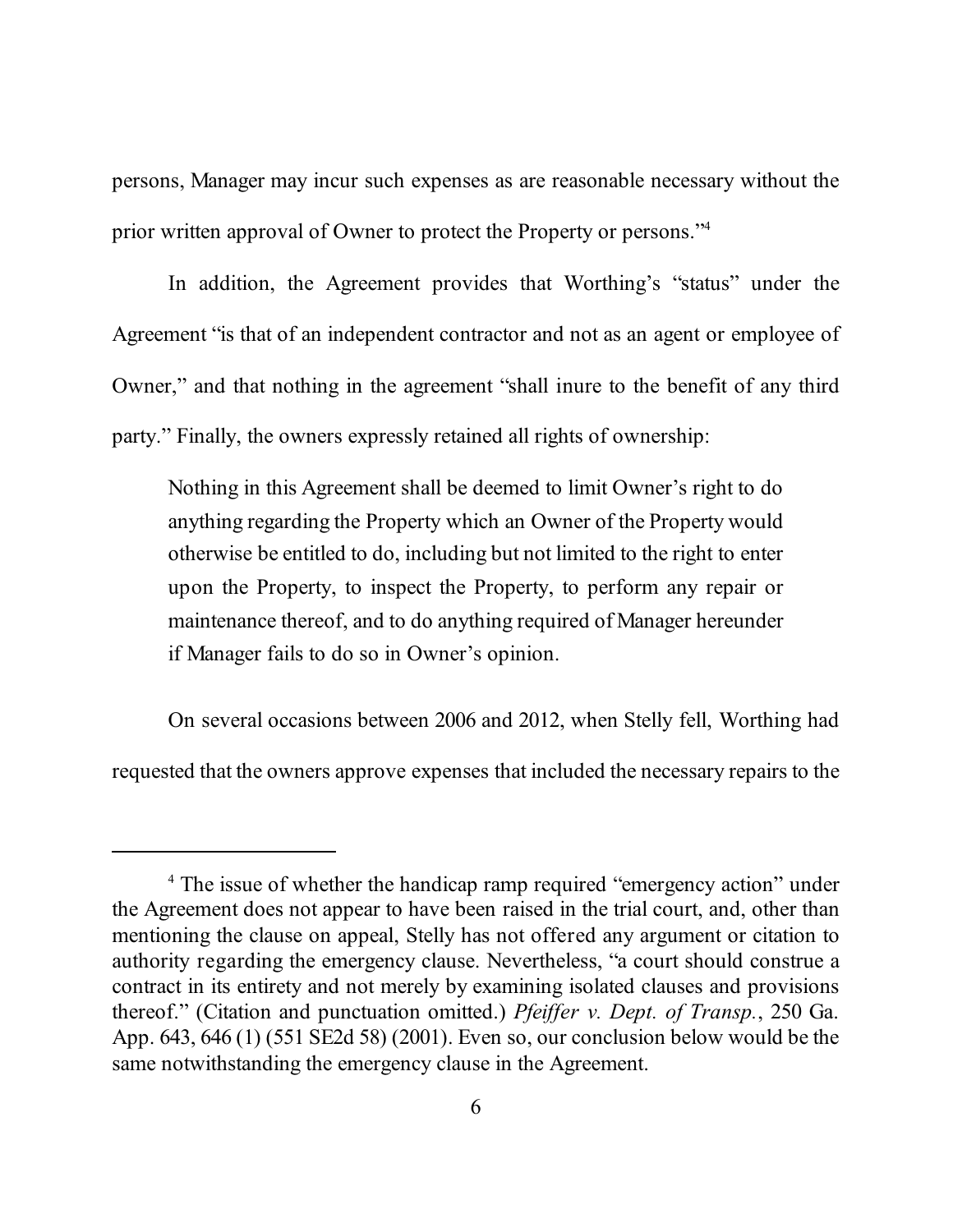persons, Manager may incur such expenses as are reasonable necessary without the prior written approval of Owner to protect the Property or persons."[4]

In addition, the Agreement provides that Worthing's "status" under the Agreement "is that of an independent contractor and not as an agent or employee of Owner," and that nothing in the agreement "shall inure to the benefit of any third party." Finally, the owners expressly retained all rights of ownership:

> Nothing in this Agreement shall be deemed to limit Owner's right to do anything regarding the Property which an Owner of the Property would otherwise be entitled to do, including but not limited to the right to enter upon the Property, to inspect the Property, to perform any repair or maintenance thereof, and to do anything required of Manager hereunder if Manager fails to do so in Owner's opinion.

On several occasions between 2006 and 2012, when Stelly fell, Worthing had requested that the owners approve expenses that included the necessary repairs to the

---

[4] The issue of whether the handicap ramp required "emergency action" under the Agreement does not appear to have been raised in the trial court, and, other than mentioning the clause on appeal, Stelly has not offered any argument or citation to authority regarding the emergency clause. Nevertheless, "a court should construe a contract in its entirety and not merely by examining isolated clauses and provisions thereof." (Citation and punctuation omitted.) *Pfeiffer v. Dept. of Transp.*, 250 Ga. App. 643, 646 (1) (551 SE2d 58) (2001). Even so, our conclusion below would be the same notwithstanding the emergency clause in the Agreement.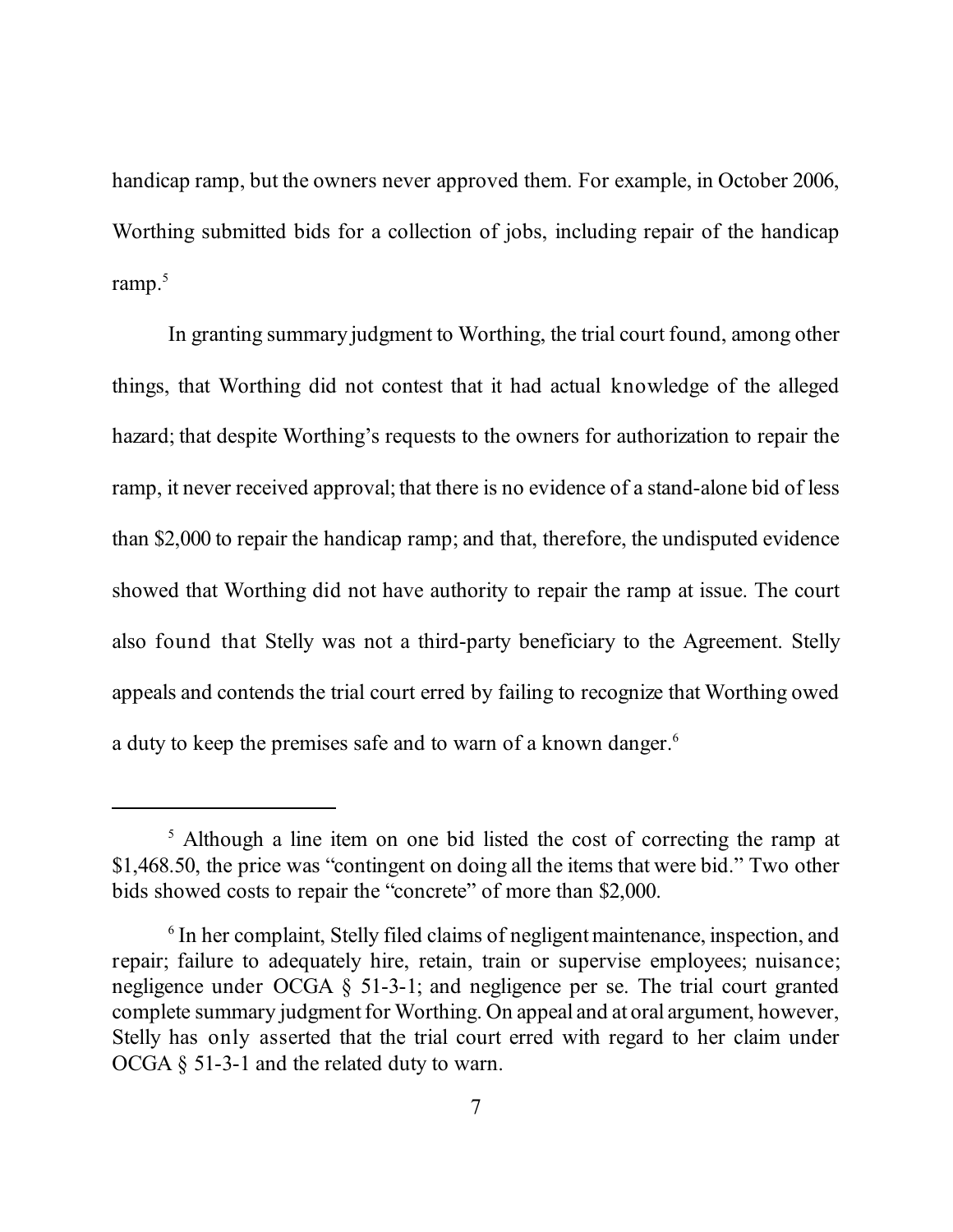handicap ramp, but the owners never approved them. For example, in October 2006, Worthing submitted bids for a collection of jobs, including repair of the handicap ramp.[5]

In granting summary judgment to Worthing, the trial court found, among other things, that Worthing did not contest that it had actual knowledge of the alleged hazard; that despite Worthing's requests to the owners for authorization to repair the ramp, it never received approval; that there is no evidence of a stand-alone bid of less than $2,000 to repair the handicap ramp; and that, therefore, the undisputed evidence showed that Worthing did not have authority to repair the ramp at issue. The court also found that Stelly was not a third-party beneficiary to the Agreement. Stelly appeals and contends the trial court erred by failing to recognize that Worthing owed a duty to keep the premises safe and to warn of a known danger.[6]

---

[5] Although a line item on one bid listed the cost of correcting the ramp at $1,468.50, the price was "contingent on doing all the items that were bid." Two other bids showed costs to repair the "concrete" of more than $2,000.

[6] In her complaint, Stelly filed claims of negligent maintenance, inspection, and repair; failure to adequately hire, retain, train or supervise employees; nuisance; negligence under OCGA § 51-3-1; and negligence per se. The trial court granted complete summary judgment for Worthing. On appeal and at oral argument, however, Stelly has only asserted that the trial court erred with regard to her claim under OCGA § 51-3-1 and the related duty to warn.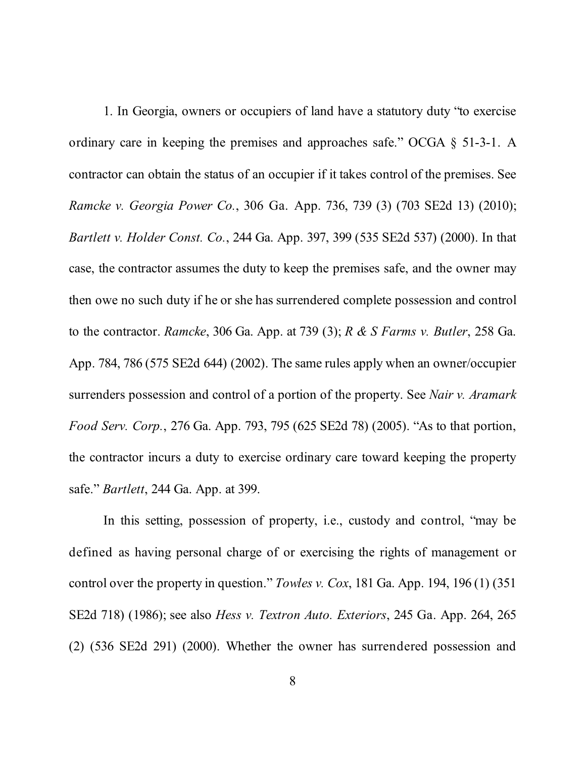1. In Georgia, owners or occupiers of land have a statutory duty "to exercise ordinary care in keeping the premises and approaches safe." OCGA § 51-3-1. A contractor can obtain the status of an occupier if it takes control of the premises. See *Ramcke v. Georgia Power Co.*, 306 Ga. App. 736, 739 (3) (703 SE2d 13) (2010); *Bartlett v. Holder Const. Co.*, 244 Ga. App. 397, 399 (535 SE2d 537) (2000). In that case, the contractor assumes the duty to keep the premises safe, and the owner may then owe no such duty if he or she has surrendered complete possession and control to the contractor. *Ramcke*, 306 Ga. App. at 739 (3); *R & S Farms v. Butler*, 258 Ga. App. 784, 786 (575 SE2d 644) (2002). The same rules apply when an owner/occupier surrenders possession and control of a portion of the property. See *Nair v. Aramark Food Serv. Corp.*, 276 Ga. App. 793, 795 (625 SE2d 78) (2005). "As to that portion, the contractor incurs a duty to exercise ordinary care toward keeping the property safe." *Bartlett*, 244 Ga. App. at 399.

In this setting, possession of property, i.e., custody and control, "may be defined as having personal charge of or exercising the rights of management or control over the property in question." *Towles v. Cox*, 181 Ga. App. 194, 196 (1) (351 SE2d 718) (1986); see also *Hess v. Textron Auto. Exteriors*, 245 Ga. App. 264, 265 (2) (536 SE2d 291) (2000). Whether the owner has surrendered possession and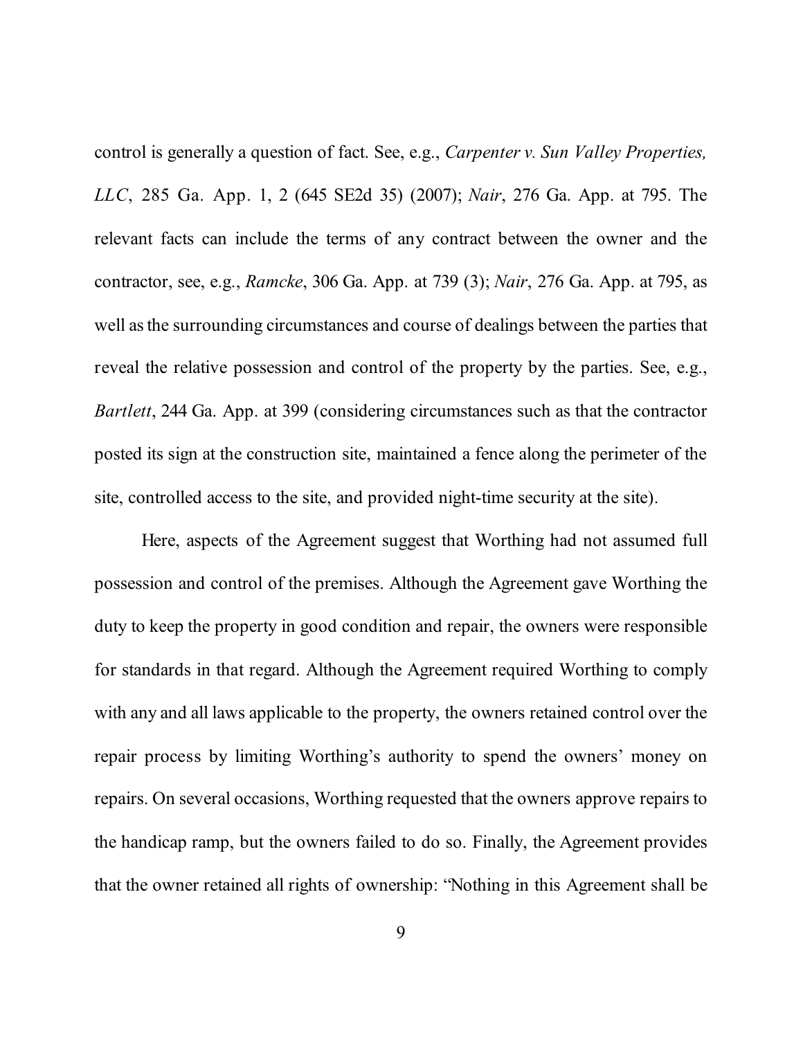control is generally a question of fact. See, e.g., *Carpenter v. Sun Valley Properties, LLC*, 285 Ga. App. 1, 2 (645 SE2d 35) (2007); *Nair*, 276 Ga. App. at 795. The relevant facts can include the terms of any contract between the owner and the contractor, see, e.g., *Ramcke*, 306 Ga. App. at 739 (3); *Nair*, 276 Ga. App. at 795, as well as the surrounding circumstances and course of dealings between the parties that reveal the relative possession and control of the property by the parties. See, e.g., *Bartlett*, 244 Ga. App. at 399 (considering circumstances such as that the contractor posted its sign at the construction site, maintained a fence along the perimeter of the site, controlled access to the site, and provided night-time security at the site).

Here, aspects of the Agreement suggest that Worthing had not assumed full possession and control of the premises. Although the Agreement gave Worthing the duty to keep the property in good condition and repair, the owners were responsible for standards in that regard. Although the Agreement required Worthing to comply with any and all laws applicable to the property, the owners retained control over the repair process by limiting Worthing's authority to spend the owners' money on repairs. On several occasions, Worthing requested that the owners approve repairs to the handicap ramp, but the owners failed to do so. Finally, the Agreement provides that the owner retained all rights of ownership: "Nothing in this Agreement shall be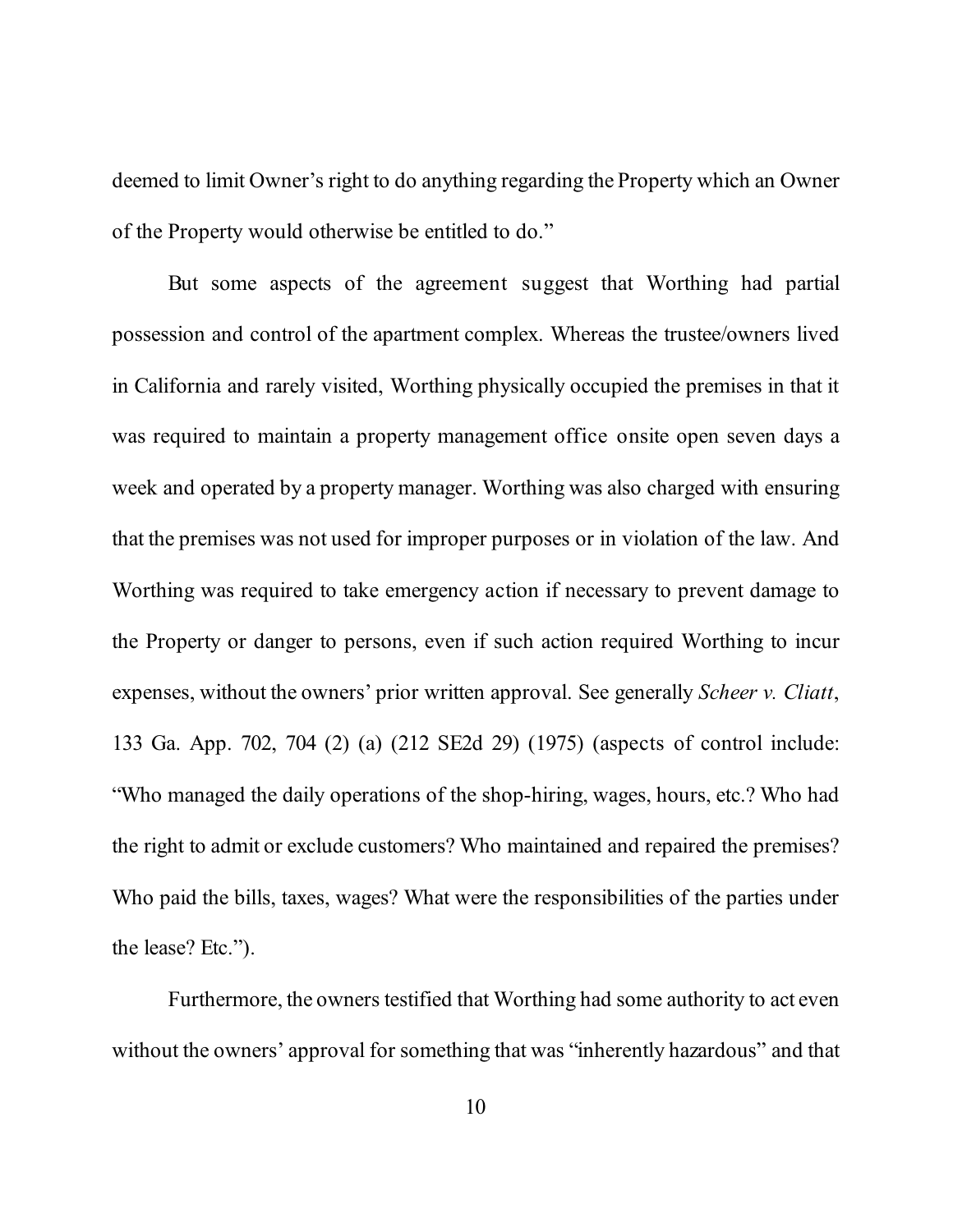deemed to limit Owner's right to do anything regarding the Property which an Owner of the Property would otherwise be entitled to do."

But some aspects of the agreement suggest that Worthing had partial possession and control of the apartment complex. Whereas the trustee/owners lived in California and rarely visited, Worthing physically occupied the premises in that it was required to maintain a property management office onsite open seven days a week and operated by a property manager. Worthing was also charged with ensuring that the premises was not used for improper purposes or in violation of the law. And Worthing was required to take emergency action if necessary to prevent damage to the Property or danger to persons, even if such action required Worthing to incur expenses, without the owners' prior written approval. See generally *Scheer v. Cliatt*, 133 Ga. App. 702, 704 (2) (a) (212 SE2d 29) (1975) (aspects of control include: "Who managed the daily operations of the shop-hiring, wages, hours, etc.? Who had the right to admit or exclude customers? Who maintained and repaired the premises? Who paid the bills, taxes, wages? What were the responsibilities of the parties under the lease? Etc.").

Furthermore, the owners testified that Worthing had some authority to act even without the owners' approval for something that was "inherently hazardous" and that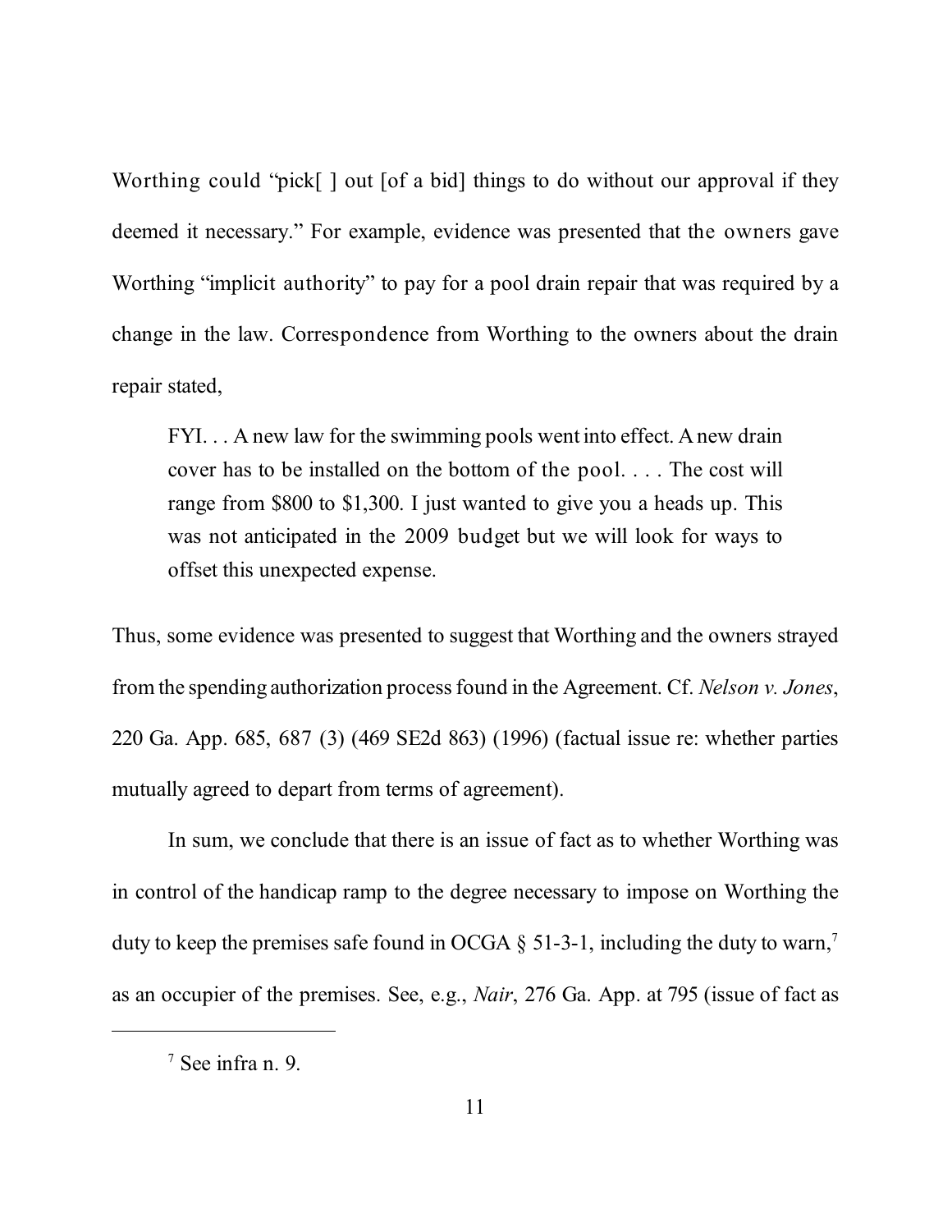Worthing could "pick[ ] out [of a bid] things to do without our approval if they deemed it necessary." For example, evidence was presented that the owners gave Worthing "implicit authority" to pay for a pool drain repair that was required by a change in the law. Correspondence from Worthing to the owners about the drain repair stated,

> FYI. . . A new law for the swimming pools went into effect. A new drain cover has to be installed on the bottom of the pool. . . . The cost will range from $800 to $1,300. I just wanted to give you a heads up. This was not anticipated in the 2009 budget but we will look for ways to offset this unexpected expense.

Thus, some evidence was presented to suggest that Worthing and the owners strayed from the spending authorization process found in the Agreement. Cf. *Nelson v. Jones*, 220 Ga. App. 685, 687 (3) (469 SE2d 863) (1996) (factual issue re: whether parties mutually agreed to depart from terms of agreement).

In sum, we conclude that there is an issue of fact as to whether Worthing was in control of the handicap ramp to the degree necessary to impose on Worthing the duty to keep the premises safe found in OCGA § 51-3-1, including the duty to warn,[7] as an occupier of the premises. See, e.g., *Nair*, 276 Ga. App. at 795 (issue of fact as

---

[7] See infra n. 9.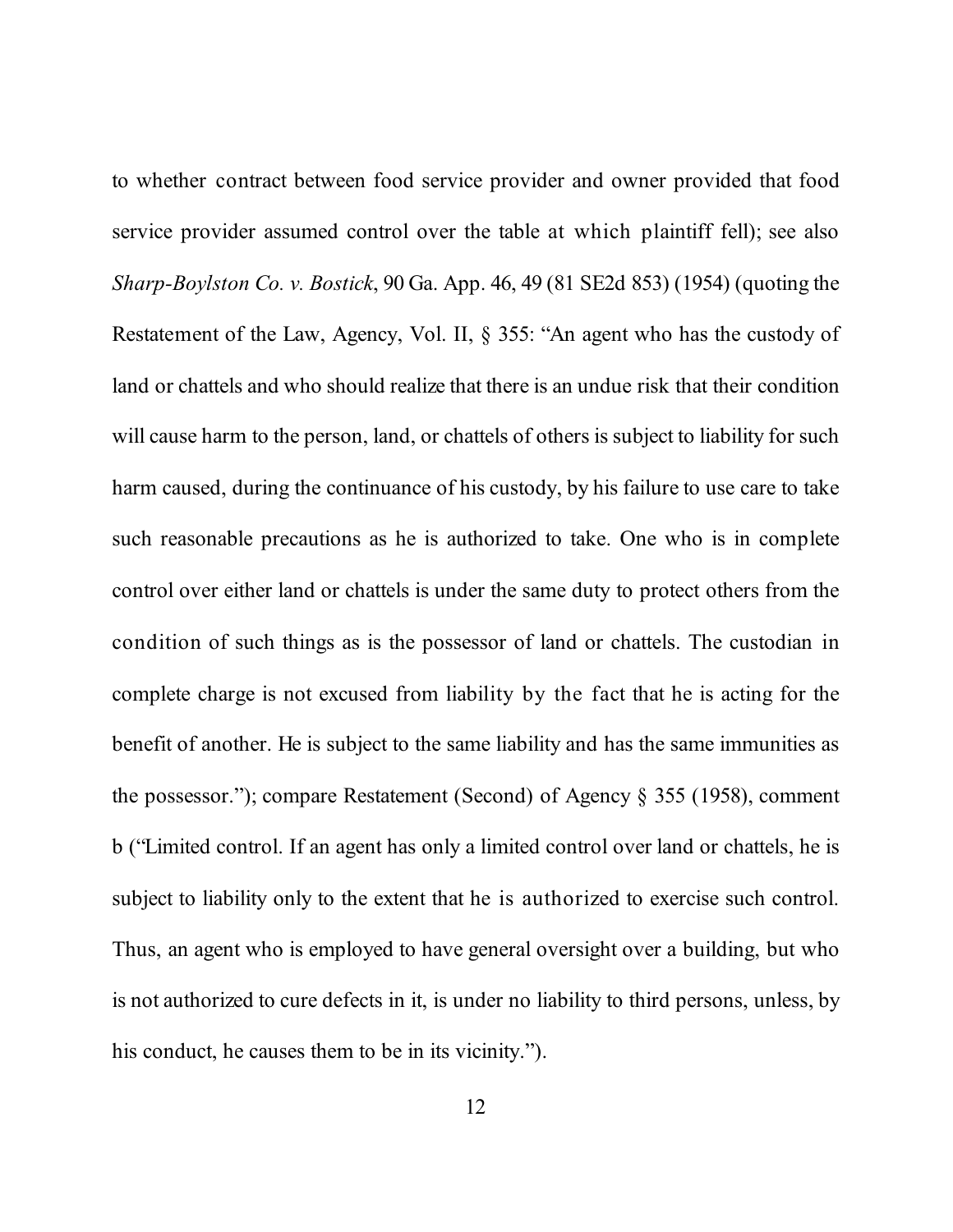to whether contract between food service provider and owner provided that food service provider assumed control over the table at which plaintiff fell); see also *Sharp-Boylston Co. v. Bostick*, 90 Ga. App. 46, 49 (81 SE2d 853) (1954) (quoting the Restatement of the Law, Agency, Vol. II, § 355: "An agent who has the custody of land or chattels and who should realize that there is an undue risk that their condition will cause harm to the person, land, or chattels of others is subject to liability for such harm caused, during the continuance of his custody, by his failure to use care to take such reasonable precautions as he is authorized to take. One who is in complete control over either land or chattels is under the same duty to protect others from the condition of such things as is the possessor of land or chattels. The custodian in complete charge is not excused from liability by the fact that he is acting for the benefit of another. He is subject to the same liability and has the same immunities as the possessor."); compare Restatement (Second) of Agency § 355 (1958), comment b ("Limited control. If an agent has only a limited control over land or chattels, he is subject to liability only to the extent that he is authorized to exercise such control. Thus, an agent who is employed to have general oversight over a building, but who is not authorized to cure defects in it, is under no liability to third persons, unless, by his conduct, he causes them to be in its vicinity.").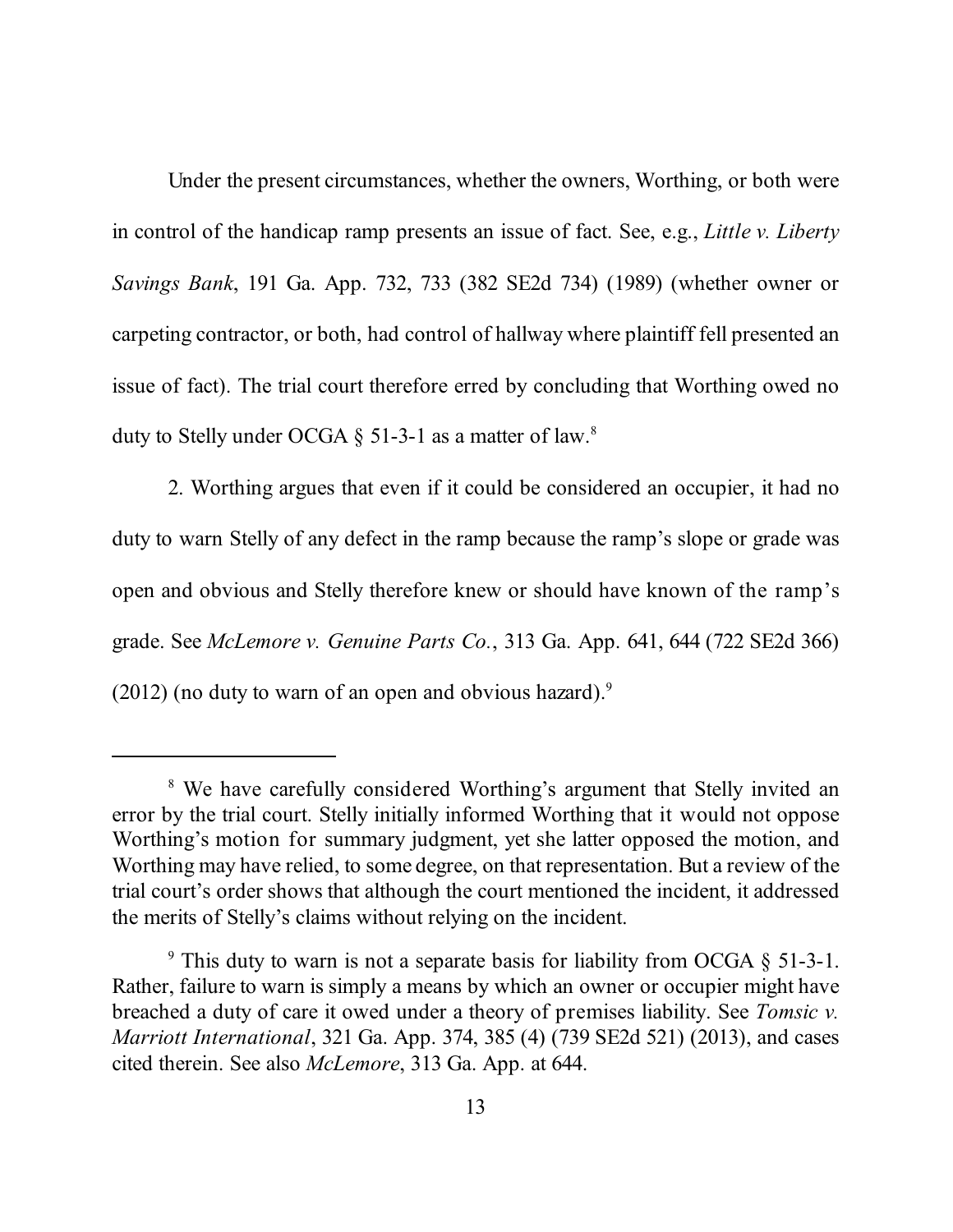Under the present circumstances, whether the owners, Worthing, or both were in control of the handicap ramp presents an issue of fact. See, e.g., *Little v. Liberty Savings Bank*, 191 Ga. App. 732, 733 (382 SE2d 734) (1989) (whether owner or carpeting contractor, or both, had control of hallway where plaintiff fell presented an issue of fact). The trial court therefore erred by concluding that Worthing owed no duty to Stelly under OCGA § 51-3-1 as a matter of law.[8]

2. Worthing argues that even if it could be considered an occupier, it had no duty to warn Stelly of any defect in the ramp because the ramp's slope or grade was open and obvious and Stelly therefore knew or should have known of the ramp's grade. See *McLemore v. Genuine Parts Co.*, 313 Ga. App. 641, 644 (722 SE2d 366) (2012) (no duty to warn of an open and obvious hazard).[9]

---

[8] We have carefully considered Worthing's argument that Stelly invited an error by the trial court. Stelly initially informed Worthing that it would not oppose Worthing's motion for summary judgment, yet she latter opposed the motion, and Worthing may have relied, to some degree, on that representation. But a review of the trial court's order shows that although the court mentioned the incident, it addressed the merits of Stelly's claims without relying on the incident.

[9] This duty to warn is not a separate basis for liability from OCGA § 51-3-1. Rather, failure to warn is simply a means by which an owner or occupier might have breached a duty of care it owed under a theory of premises liability. See *Tomsic v. Marriott International*, 321 Ga. App. 374, 385 (4) (739 SE2d 521) (2013), and cases cited therein. See also *McLemore*, 313 Ga. App. at 644.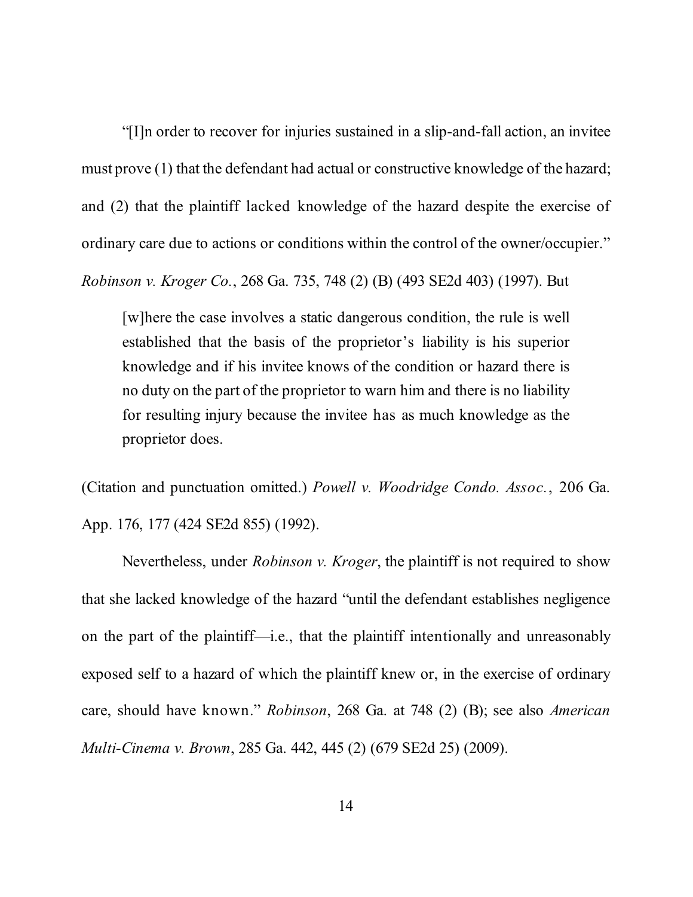"[I]n order to recover for injuries sustained in a slip-and-fall action, an invitee must prove (1) that the defendant had actual or constructive knowledge of the hazard; and (2) that the plaintiff lacked knowledge of the hazard despite the exercise of ordinary care due to actions or conditions within the control of the owner/occupier." *Robinson v. Kroger Co.*, 268 Ga. 735, 748 (2) (B) (493 SE2d 403) (1997). But

> [w]here the case involves a static dangerous condition, the rule is well established that the basis of the proprietor's liability is his superior knowledge and if his invitee knows of the condition or hazard there is no duty on the part of the proprietor to warn him and there is no liability for resulting injury because the invitee has as much knowledge as the proprietor does.

(Citation and punctuation omitted.) *Powell v. Woodridge Condo. Assoc.*, 206 Ga. App. 176, 177 (424 SE2d 855) (1992).

Nevertheless, under *Robinson v. Kroger*, the plaintiff is not required to show that she lacked knowledge of the hazard "until the defendant establishes negligence on the part of the plaintiff—i.e., that the plaintiff intentionally and unreasonably exposed self to a hazard of which the plaintiff knew or, in the exercise of ordinary care, should have known." *Robinson*, 268 Ga. at 748 (2) (B); see also *American Multi-Cinema v. Brown*, 285 Ga. 442, 445 (2) (679 SE2d 25) (2009).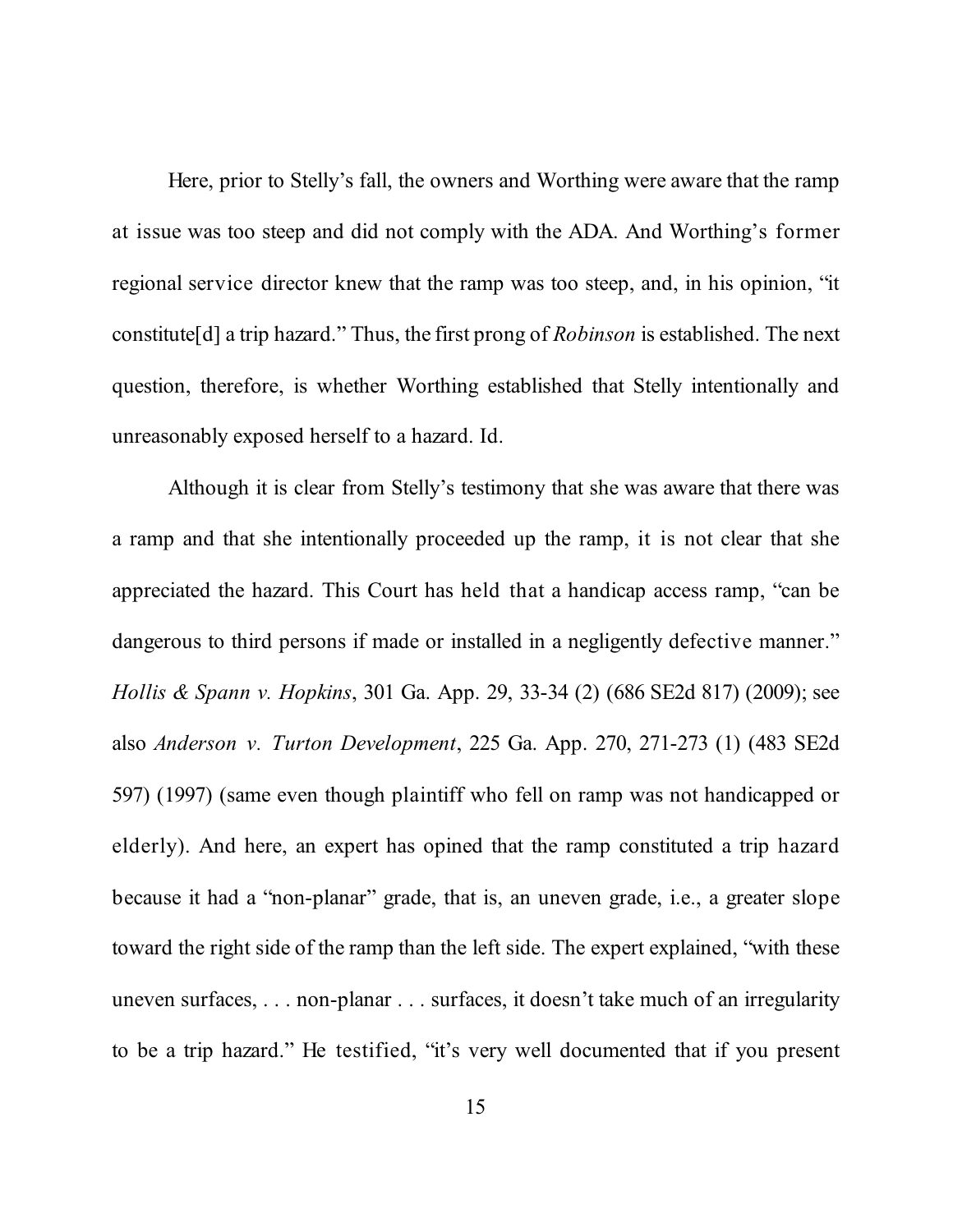Here, prior to Stelly's fall, the owners and Worthing were aware that the ramp at issue was too steep and did not comply with the ADA. And Worthing's former regional service director knew that the ramp was too steep, and, in his opinion, "it constitute[d] a trip hazard." Thus, the first prong of *Robinson* is established. The next question, therefore, is whether Worthing established that Stelly intentionally and unreasonably exposed herself to a hazard. Id.

Although it is clear from Stelly's testimony that she was aware that there was a ramp and that she intentionally proceeded up the ramp, it is not clear that she appreciated the hazard. This Court has held that a handicap access ramp, "can be dangerous to third persons if made or installed in a negligently defective manner." *Hollis & Spann v. Hopkins*, 301 Ga. App. 29, 33-34 (2) (686 SE2d 817) (2009); see also *Anderson v. Turton Development*, 225 Ga. App. 270, 271-273 (1) (483 SE2d 597) (1997) (same even though plaintiff who fell on ramp was not handicapped or elderly). And here, an expert has opined that the ramp constituted a trip hazard because it had a "non-planar" grade, that is, an uneven grade, i.e., a greater slope toward the right side of the ramp than the left side. The expert explained, "with these uneven surfaces, . . . non-planar . . . surfaces, it doesn't take much of an irregularity to be a trip hazard." He testified, "it's very well documented that if you present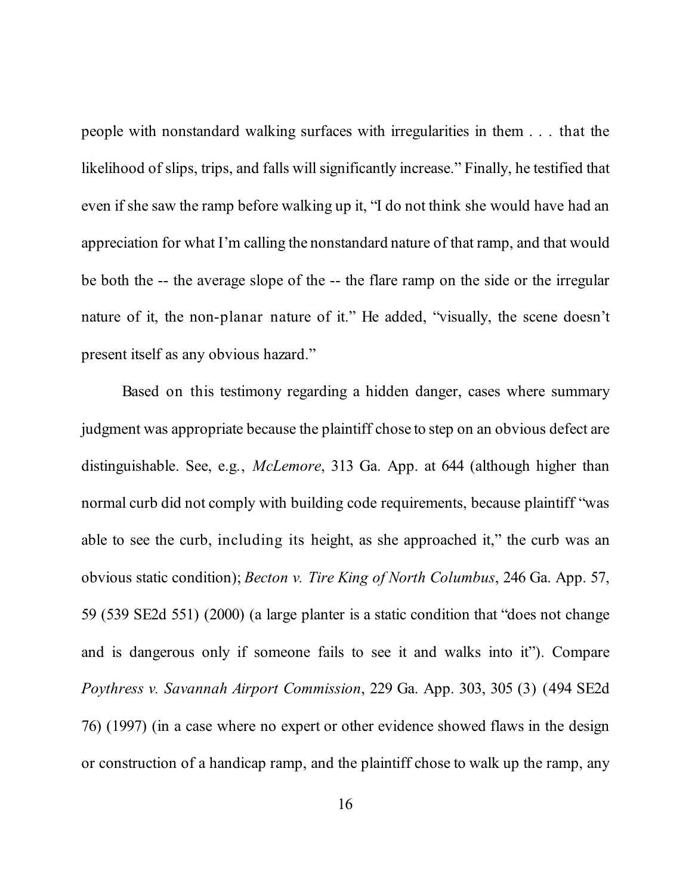people with nonstandard walking surfaces with irregularities in them . . . that the likelihood of slips, trips, and falls will significantly increase." Finally, he testified that even if she saw the ramp before walking up it, "I do not think she would have had an appreciation for what I'm calling the nonstandard nature of that ramp, and that would be both the -- the average slope of the -- the flare ramp on the side or the irregular nature of it, the non-planar nature of it." He added, "visually, the scene doesn't present itself as any obvious hazard."

Based on this testimony regarding a hidden danger, cases where summary judgment was appropriate because the plaintiff chose to step on an obvious defect are distinguishable. See, e.g., *McLemore*, 313 Ga. App. at 644 (although higher than normal curb did not comply with building code requirements, because plaintiff "was able to see the curb, including its height, as she approached it," the curb was an obvious static condition); *Becton v. Tire King of North Columbus*, 246 Ga. App. 57, 59 (539 SE2d 551) (2000) (a large planter is a static condition that "does not change and is dangerous only if someone fails to see it and walks into it"). Compare *Poythress v. Savannah Airport Commission*, 229 Ga. App. 303, 305 (3) (494 SE2d 76) (1997) (in a case where no expert or other evidence showed flaws in the design or construction of a handicap ramp, and the plaintiff chose to walk up the ramp, any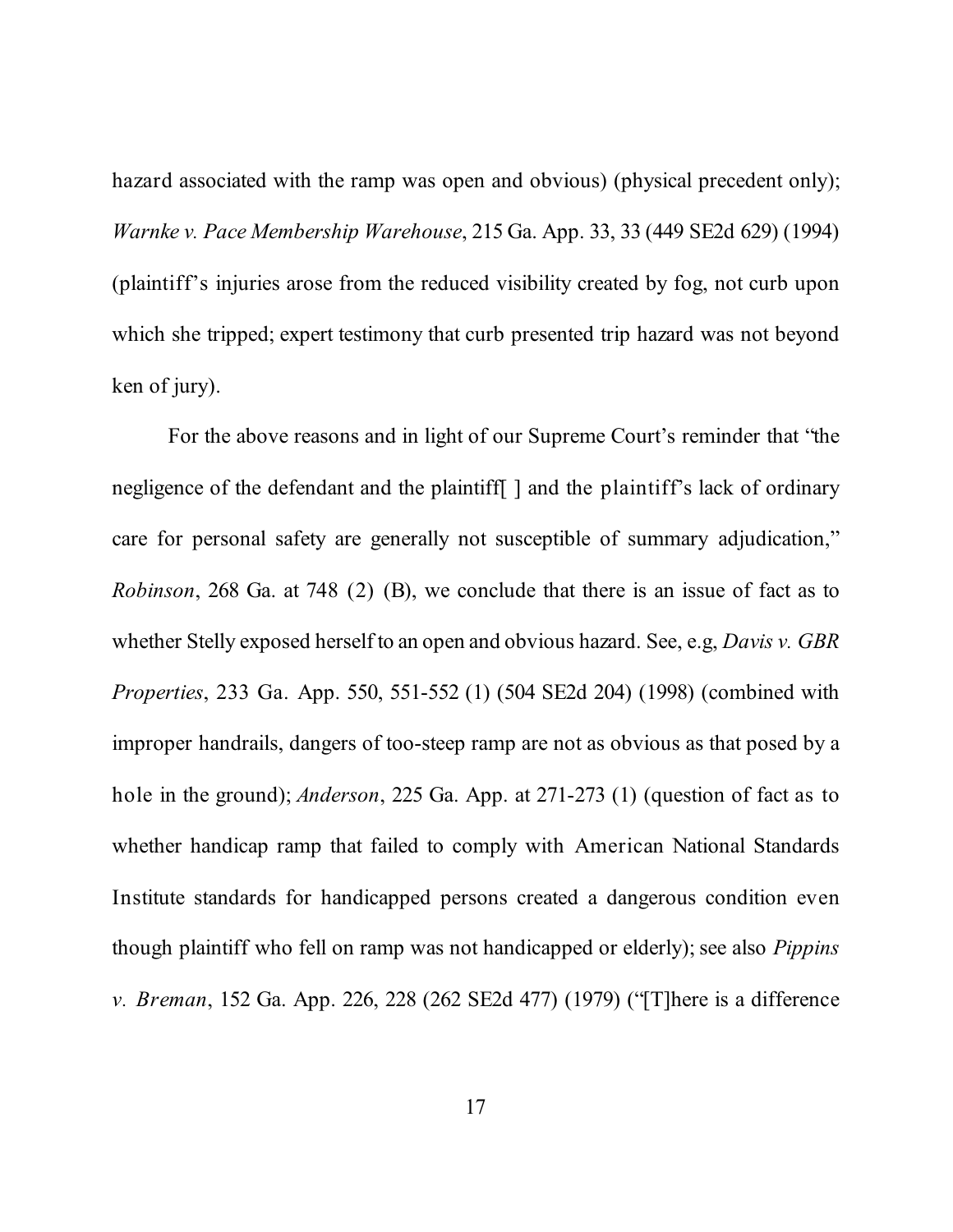hazard associated with the ramp was open and obvious) (physical precedent only); *Warnke v. Pace Membership Warehouse*, 215 Ga. App. 33, 33 (449 SE2d 629) (1994) (plaintiff's injuries arose from the reduced visibility created by fog, not curb upon which she tripped; expert testimony that curb presented trip hazard was not beyond ken of jury).

For the above reasons and in light of our Supreme Court's reminder that "the negligence of the defendant and the plaintiff[ ] and the plaintiff's lack of ordinary care for personal safety are generally not susceptible of summary adjudication," *Robinson*, 268 Ga. at 748 (2) (B), we conclude that there is an issue of fact as to whether Stelly exposed herself to an open and obvious hazard. See, e.g, *Davis v. GBR Properties*, 233 Ga. App. 550, 551-552 (1) (504 SE2d 204) (1998) (combined with improper handrails, dangers of too-steep ramp are not as obvious as that posed by a hole in the ground); *Anderson*, 225 Ga. App. at 271-273 (1) (question of fact as to whether handicap ramp that failed to comply with American National Standards Institute standards for handicapped persons created a dangerous condition even though plaintiff who fell on ramp was not handicapped or elderly); see also *Pippins v. Breman*, 152 Ga. App. 226, 228 (262 SE2d 477) (1979) ("[T]here is a difference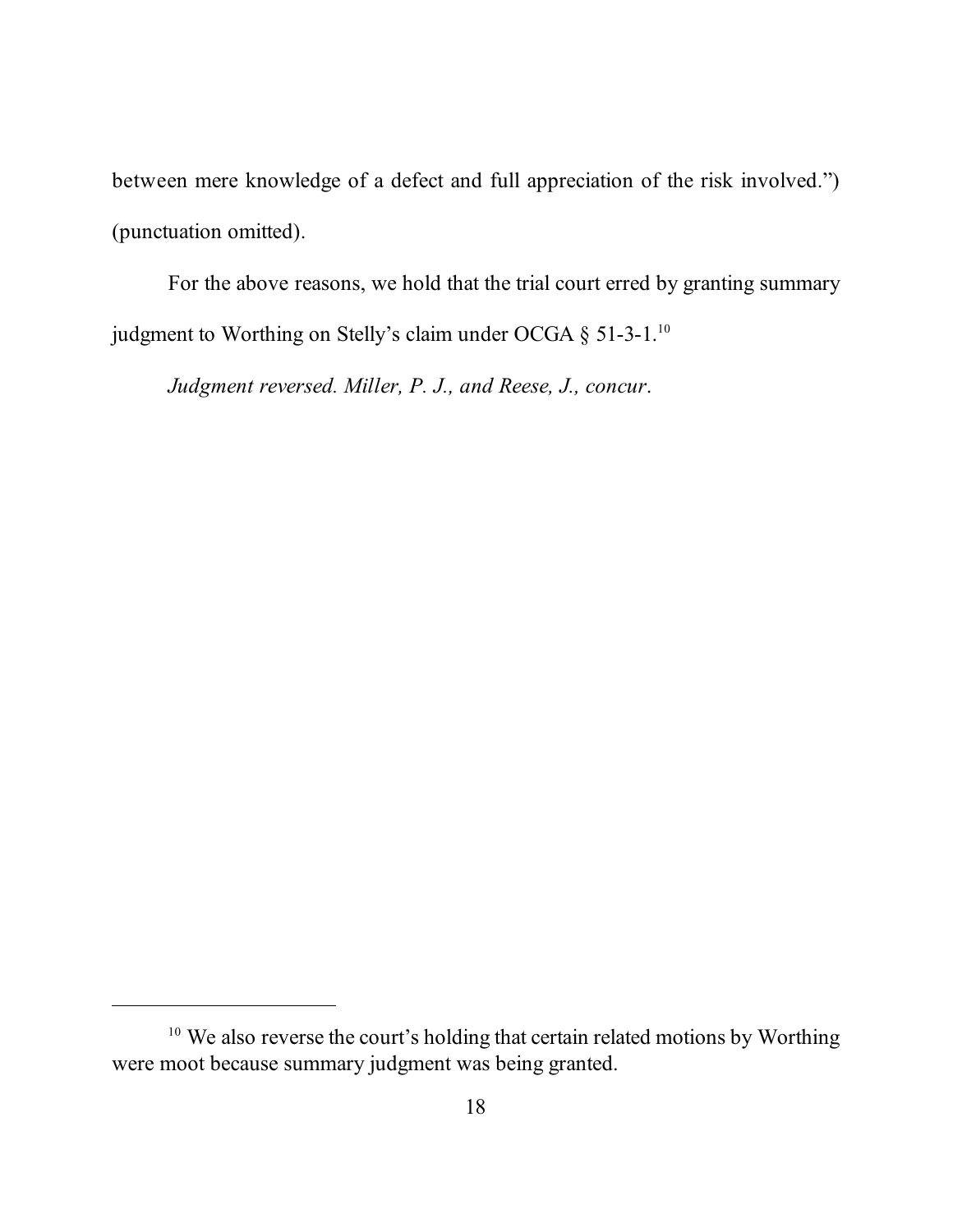between mere knowledge of a defect and full appreciation of the risk involved.") (punctuation omitted).

For the above reasons, we hold that the trial court erred by granting summary judgment to Worthing on Stelly's claim under OCGA § 51-3-1.[10]

*Judgment reversed. Miller, P. J., and Reese, J., concur*.

---

[10] We also reverse the court's holding that certain related motions by Worthing were moot because summary judgment was being granted.